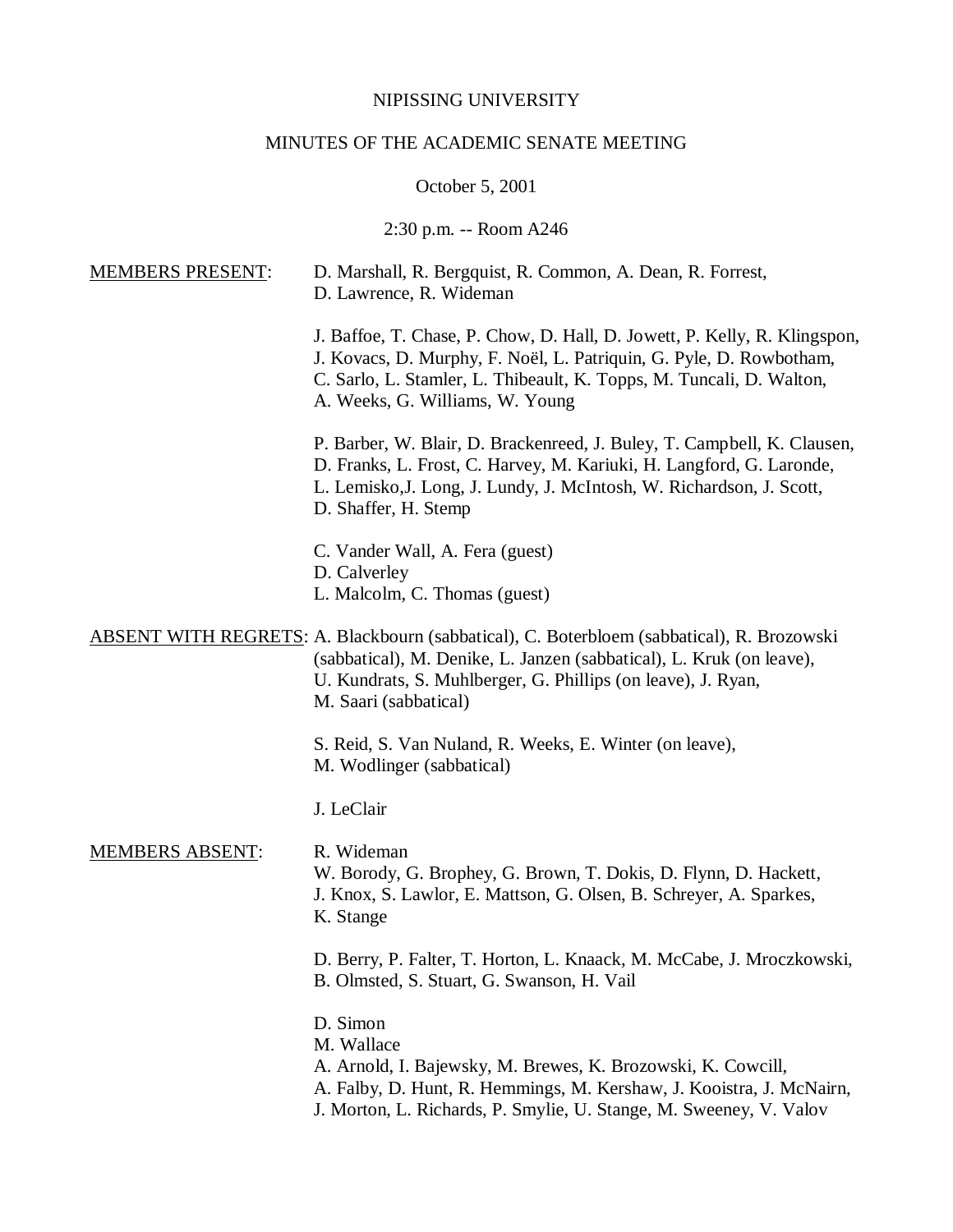NIPISSING UNIVERSITY

MINUTES OF THE ACADEMIC SENATE MEETING

October 5, 2001

2:30 p.m. -- Room A246

<u>MEMBERS PRESENT</u>:

D. Marshall, R. Bergquist, R. Common, A. Dean, R. Forrest, D. Lawrence, R. Wideman

J. Baffoe, T. Chase, P. Chow, D. Hall, D. Jowett, P. Kelly, R. Klingspon, J. Kovacs, D. Murphy, F. Noël, L. Patriquin, G. Pyle, D. Rowbotham, C. Sarlo, L. Stamler, L. Thibeault, K. Topps, M. Tuncali, D. Walton, A. Weeks, G. Williams, W. Young

P. Barber, W. Blair, D. Brackenreed, J. Buley, T. Campbell, K. Clausen, D. Franks, L. Frost, C. Harvey, M. Kariuki, H. Langford, G. Laronde, L. Lemisko,J. Long, J. Lundy, J. McIntosh, W. Richardson, J. Scott, D. Shaffer, H. Stemp

C. Vander Wall, A. Fera (guest)
D. Calverley
L. Malcolm, C. Thomas (guest)

<u>ABSENT WITH REGRETS</u>:

A. Blackbourn (sabbatical), C. Boterbloem (sabbatical), R. Brozowski (sabbatical), M. Denike, L. Janzen (sabbatical), L. Kruk (on leave), U. Kundrats, S. Muhlberger, G. Phillips (on leave), J. Ryan, M. Saari (sabbatical)

S. Reid, S. Van Nuland, R. Weeks, E. Winter (on leave), M. Wodlinger (sabbatical)

J. LeClair

<u>MEMBERS ABSENT</u>:

R. Wideman
W. Borody, G. Brophey, G. Brown, T. Dokis, D. Flynn, D. Hackett, J. Knox, S. Lawlor, E. Mattson, G. Olsen, B. Schreyer, A. Sparkes, K. Stange

D. Berry, P. Falter, T. Horton, L. Knaack, M. McCabe, J. Mroczkowski, B. Olmsted, S. Stuart, G. Swanson, H. Vail

D. Simon
M. Wallace
A. Arnold, I. Bajewsky, M. Brewes, K. Brozowski, K. Cowcill, A. Falby, D. Hunt, R. Hemmings, M. Kershaw, J. Kooistra, J. McNairn, J. Morton, L. Richards, P. Smylie, U. Stange, M. Sweeney, V. Valov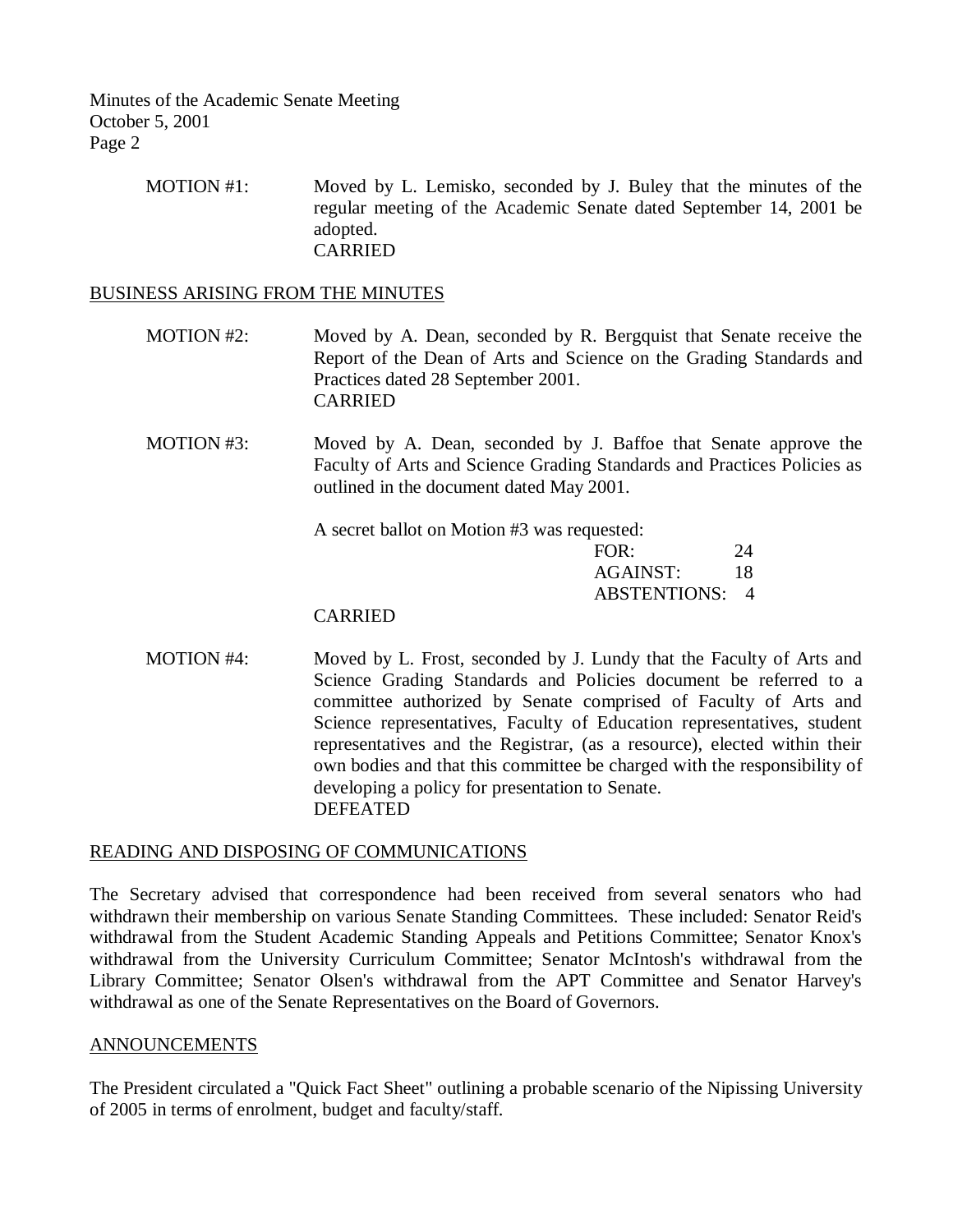MOTION #1: Moved by L. Lemisko, seconded by J. Buley that the minutes of the regular meeting of the Academic Senate dated September 14, 2001 be adopted.
CARRIED

## BUSINESS ARISING FROM THE MINUTES

MOTION #2: Moved by A. Dean, seconded by R. Bergquist that Senate receive the Report of the Dean of Arts and Science on the Grading Standards and Practices dated 28 September 2001.
CARRIED

MOTION #3: Moved by A. Dean, seconded by J. Baffoe that Senate approve the Faculty of Arts and Science Grading Standards and Practices Policies as outlined in the document dated May 2001.

A secret ballot on Motion #3 was requested:

| | |
|---|---|
| FOR: | 24 |
| AGAINST: | 18 |
| ABSTENTIONS: | 4 |

CARRIED

MOTION #4: Moved by L. Frost, seconded by J. Lundy that the Faculty of Arts and Science Grading Standards and Policies document be referred to a committee authorized by Senate comprised of Faculty of Arts and Science representatives, Faculty of Education representatives, student representatives and the Registrar, (as a resource), elected within their own bodies and that this committee be charged with the responsibility of developing a policy for presentation to Senate.
DEFEATED

## READING AND DISPOSING OF COMMUNICATIONS

The Secretary advised that correspondence had been received from several senators who had withdrawn their membership on various Senate Standing Committees. These included: Senator Reid's withdrawal from the Student Academic Standing Appeals and Petitions Committee; Senator Knox's withdrawal from the University Curriculum Committee; Senator McIntosh's withdrawal from the Library Committee; Senator Olsen's withdrawal from the APT Committee and Senator Harvey's withdrawal as one of the Senate Representatives on the Board of Governors.

## ANNOUNCEMENTS

The President circulated a "Quick Fact Sheet" outlining a probable scenario of the Nipissing University of 2005 in terms of enrolment, budget and faculty/staff.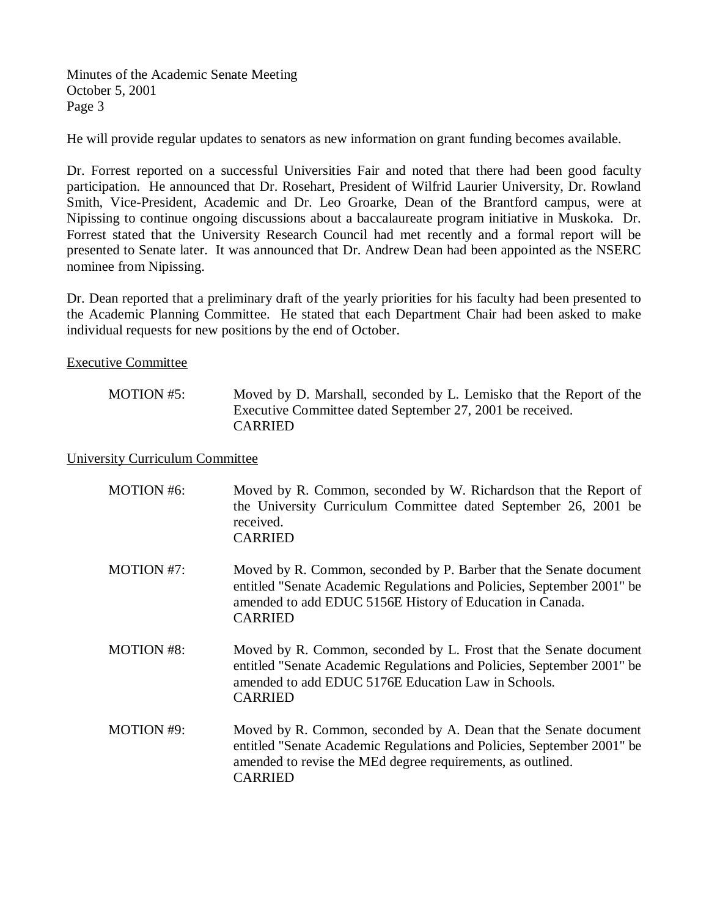He will provide regular updates to senators as new information on grant funding becomes available.

Dr. Forrest reported on a successful Universities Fair and noted that there had been good faculty participation. He announced that Dr. Rosehart, President of Wilfrid Laurier University, Dr. Rowland Smith, Vice-President, Academic and Dr. Leo Groarke, Dean of the Brantford campus, were at Nipissing to continue ongoing discussions about a baccalaureate program initiative in Muskoka. Dr. Forrest stated that the University Research Council had met recently and a formal report will be presented to Senate later. It was announced that Dr. Andrew Dean had been appointed as the NSERC nominee from Nipissing.

Dr. Dean reported that a preliminary draft of the yearly priorities for his faculty had been presented to the Academic Planning Committee. He stated that each Department Chair had been asked to make individual requests for new positions by the end of October.

Executive Committee

MOTION #5: Moved by D. Marshall, seconded by L. Lemisko that the Report of the Executive Committee dated September 27, 2001 be received.
CARRIED

University Curriculum Committee

MOTION #6: Moved by R. Common, seconded by W. Richardson that the Report of the University Curriculum Committee dated September 26, 2001 be received.
CARRIED

MOTION #7: Moved by R. Common, seconded by P. Barber that the Senate document entitled "Senate Academic Regulations and Policies, September 2001" be amended to add EDUC 5156E History of Education in Canada.
CARRIED

MOTION #8: Moved by R. Common, seconded by L. Frost that the Senate document entitled "Senate Academic Regulations and Policies, September 2001" be amended to add EDUC 5176E Education Law in Schools.
CARRIED

MOTION #9: Moved by R. Common, seconded by A. Dean that the Senate document entitled "Senate Academic Regulations and Policies, September 2001" be amended to revise the MEd degree requirements, as outlined.
CARRIED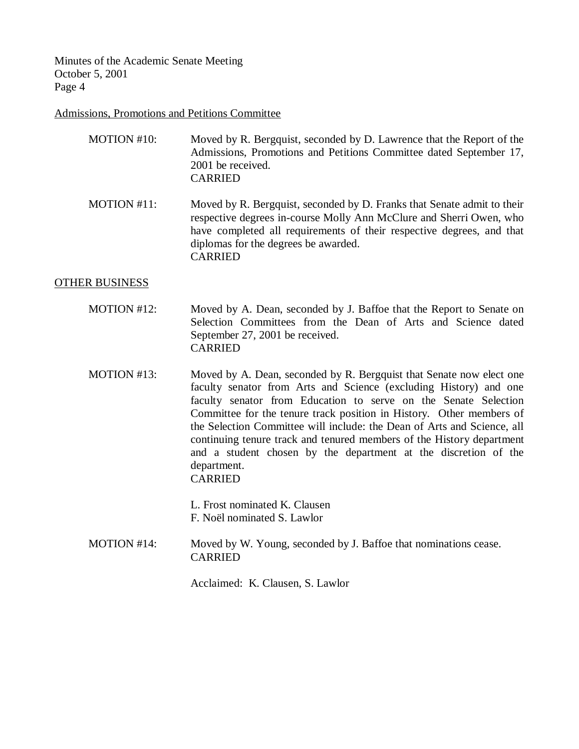Admissions, Promotions and Petitions Committee

MOTION #10: Moved by R. Bergquist, seconded by D. Lawrence that the Report of the Admissions, Promotions and Petitions Committee dated September 17, 2001 be received.
CARRIED

MOTION #11: Moved by R. Bergquist, seconded by D. Franks that Senate admit to their respective degrees in-course Molly Ann McClure and Sherri Owen, who have completed all requirements of their respective degrees, and that diplomas for the degrees be awarded.
CARRIED

OTHER BUSINESS

MOTION #12: Moved by A. Dean, seconded by J. Baffoe that the Report to Senate on Selection Committees from the Dean of Arts and Science dated September 27, 2001 be received.
CARRIED

MOTION #13: Moved by A. Dean, seconded by R. Bergquist that Senate now elect one faculty senator from Arts and Science (excluding History) and one faculty senator from Education to serve on the Senate Selection Committee for the tenure track position in History. Other members of the Selection Committee will include: the Dean of Arts and Science, all continuing tenure track and tenured members of the History department and a student chosen by the department at the discretion of the department.
CARRIED

L. Frost nominated K. Clausen
F. Noël nominated S. Lawlor

MOTION #14: Moved by W. Young, seconded by J. Baffoe that nominations cease.
CARRIED

Acclaimed: K. Clausen, S. Lawlor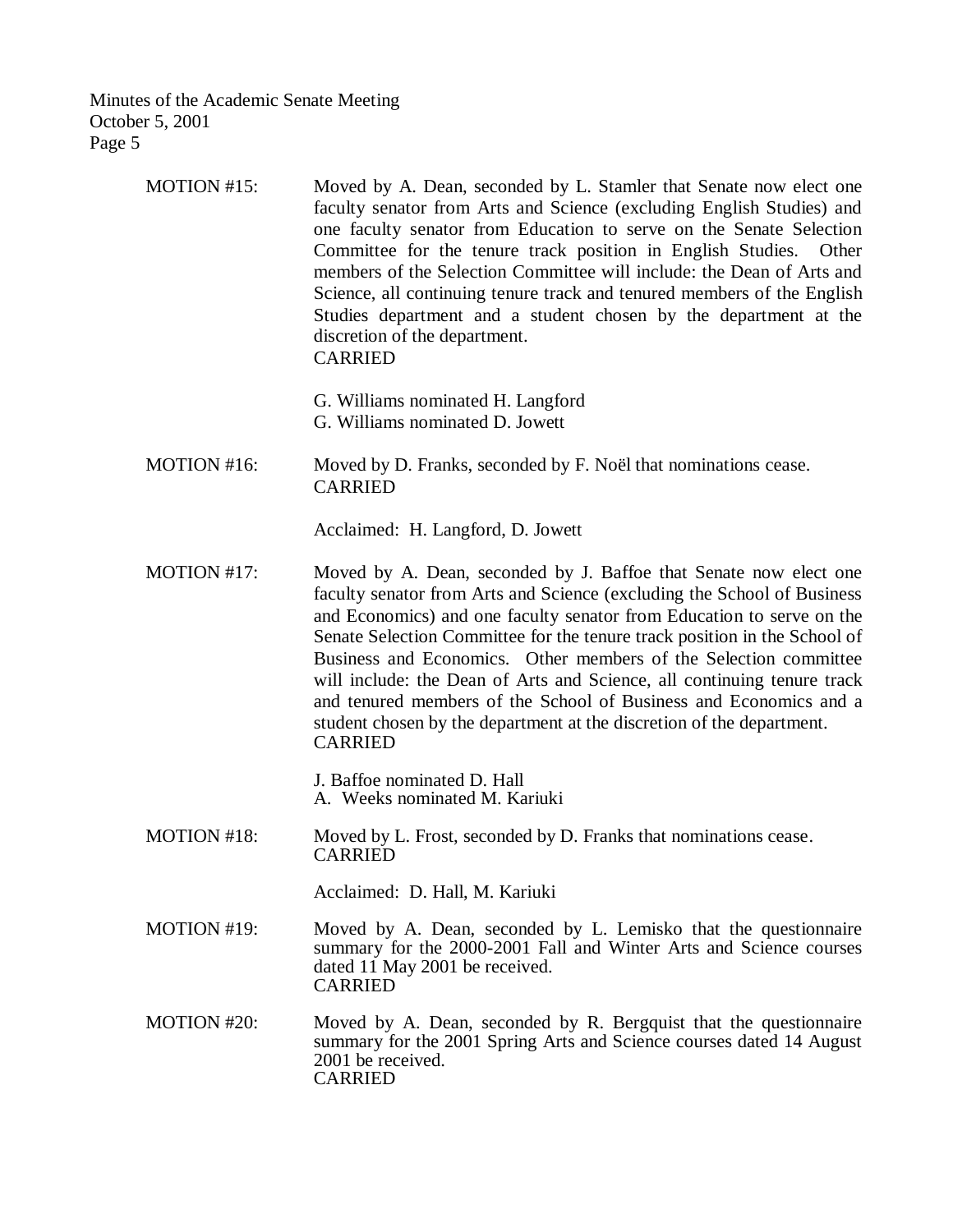MOTION #15: Moved by A. Dean, seconded by L. Stamler that Senate now elect one faculty senator from Arts and Science (excluding English Studies) and one faculty senator from Education to serve on the Senate Selection Committee for the tenure track position in English Studies. Other members of the Selection Committee will include: the Dean of Arts and Science, all continuing tenure track and tenured members of the English Studies department and a student chosen by the department at the discretion of the department.
CARRIED

G. Williams nominated H. Langford
G. Williams nominated D. Jowett

MOTION #16: Moved by D. Franks, seconded by F. Noël that nominations cease.
CARRIED

Acclaimed: H. Langford, D. Jowett

MOTION #17: Moved by A. Dean, seconded by J. Baffoe that Senate now elect one faculty senator from Arts and Science (excluding the School of Business and Economics) and one faculty senator from Education to serve on the Senate Selection Committee for the tenure track position in the School of Business and Economics. Other members of the Selection committee will include: the Dean of Arts and Science, all continuing tenure track and tenured members of the School of Business and Economics and a student chosen by the department at the discretion of the department.
CARRIED

J. Baffoe nominated D. Hall
A. Weeks nominated M. Kariuki

MOTION #18: Moved by L. Frost, seconded by D. Franks that nominations cease.
CARRIED

Acclaimed: D. Hall, M. Kariuki

MOTION #19: Moved by A. Dean, seconded by L. Lemisko that the questionnaire summary for the 2000-2001 Fall and Winter Arts and Science courses dated 11 May 2001 be received.
CARRIED

MOTION #20: Moved by A. Dean, seconded by R. Bergquist that the questionnaire summary for the 2001 Spring Arts and Science courses dated 14 August 2001 be received.
CARRIED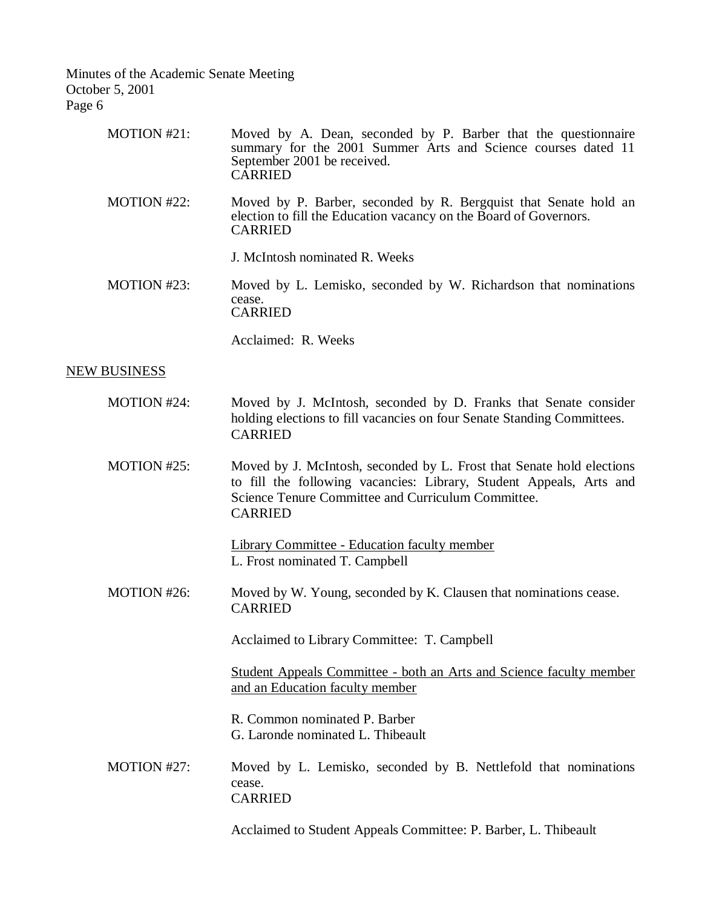MOTION #21: Moved by A. Dean, seconded by P. Barber that the questionnaire summary for the 2001 Summer Arts and Science courses dated 11 September 2001 be received.
CARRIED

MOTION #22: Moved by P. Barber, seconded by R. Bergquist that Senate hold an election to fill the Education vacancy on the Board of Governors.
CARRIED

J. McIntosh nominated R. Weeks

MOTION #23: Moved by L. Lemisko, seconded by W. Richardson that nominations cease.
CARRIED

Acclaimed: R. Weeks

## NEW BUSINESS

MOTION #24: Moved by J. McIntosh, seconded by D. Franks that Senate consider holding elections to fill vacancies on four Senate Standing Committees.
CARRIED

MOTION #25: Moved by J. McIntosh, seconded by L. Frost that Senate hold elections to fill the following vacancies: Library, Student Appeals, Arts and Science Tenure Committee and Curriculum Committee.
CARRIED

Library Committee - Education faculty member
L. Frost nominated T. Campbell

MOTION #26: Moved by W. Young, seconded by K. Clausen that nominations cease.
CARRIED

Acclaimed to Library Committee: T. Campbell

Student Appeals Committee - both an Arts and Science faculty member and an Education faculty member

R. Common nominated P. Barber
G. Laronde nominated L. Thibeault

MOTION #27: Moved by L. Lemisko, seconded by B. Nettlefold that nominations cease.
CARRIED

Acclaimed to Student Appeals Committee: P. Barber, L. Thibeault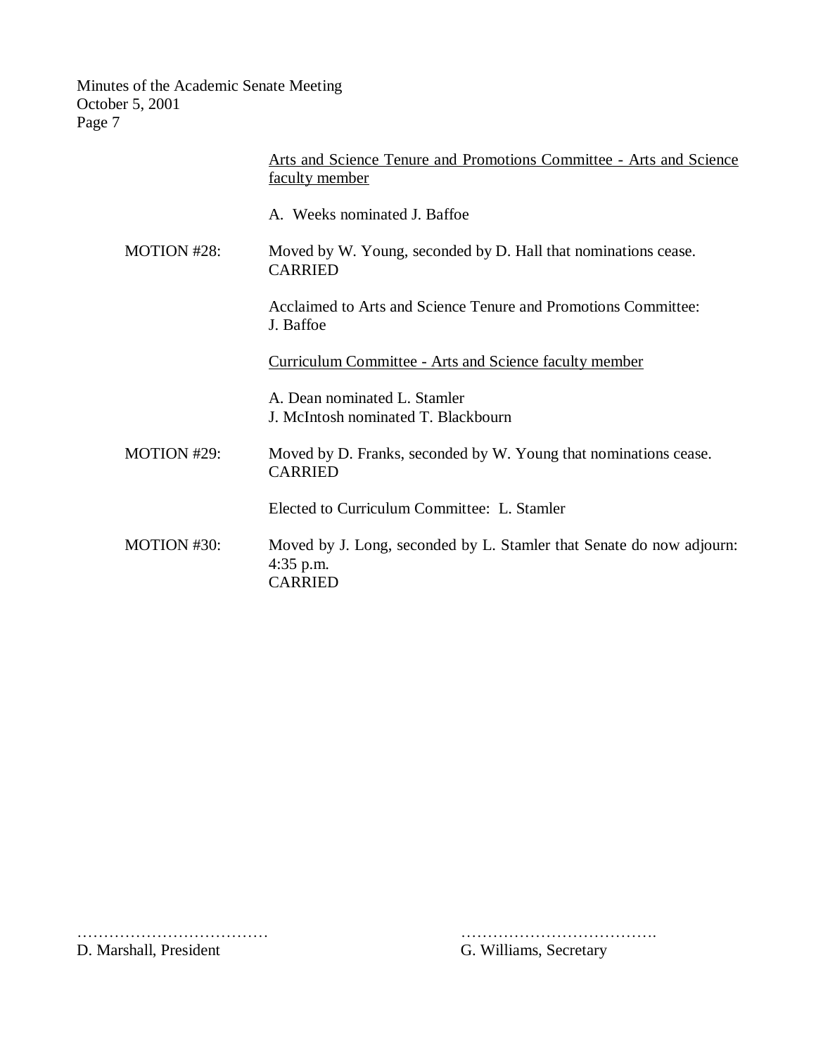<u>Arts and Science Tenure and Promotions Committee - Arts and Science faculty member</u>

A. Weeks nominated J. Baffoe

MOTION #28: Moved by W. Young, seconded by D. Hall that nominations cease.
CARRIED

Acclaimed to Arts and Science Tenure and Promotions Committee:
J. Baffoe

<u>Curriculum Committee - Arts and Science faculty member</u>

A. Dean nominated L. Stamler
J. McIntosh nominated T. Blackbourn

MOTION #29: Moved by D. Franks, seconded by W. Young that nominations cease.
CARRIED

Elected to Curriculum Committee: L. Stamler

MOTION #30: Moved by J. Long, seconded by L. Stamler that Senate do now adjourn: 4:35 p.m.
CARRIED

………………………………
D. Marshall, President

……………………………….
G. Williams, Secretary